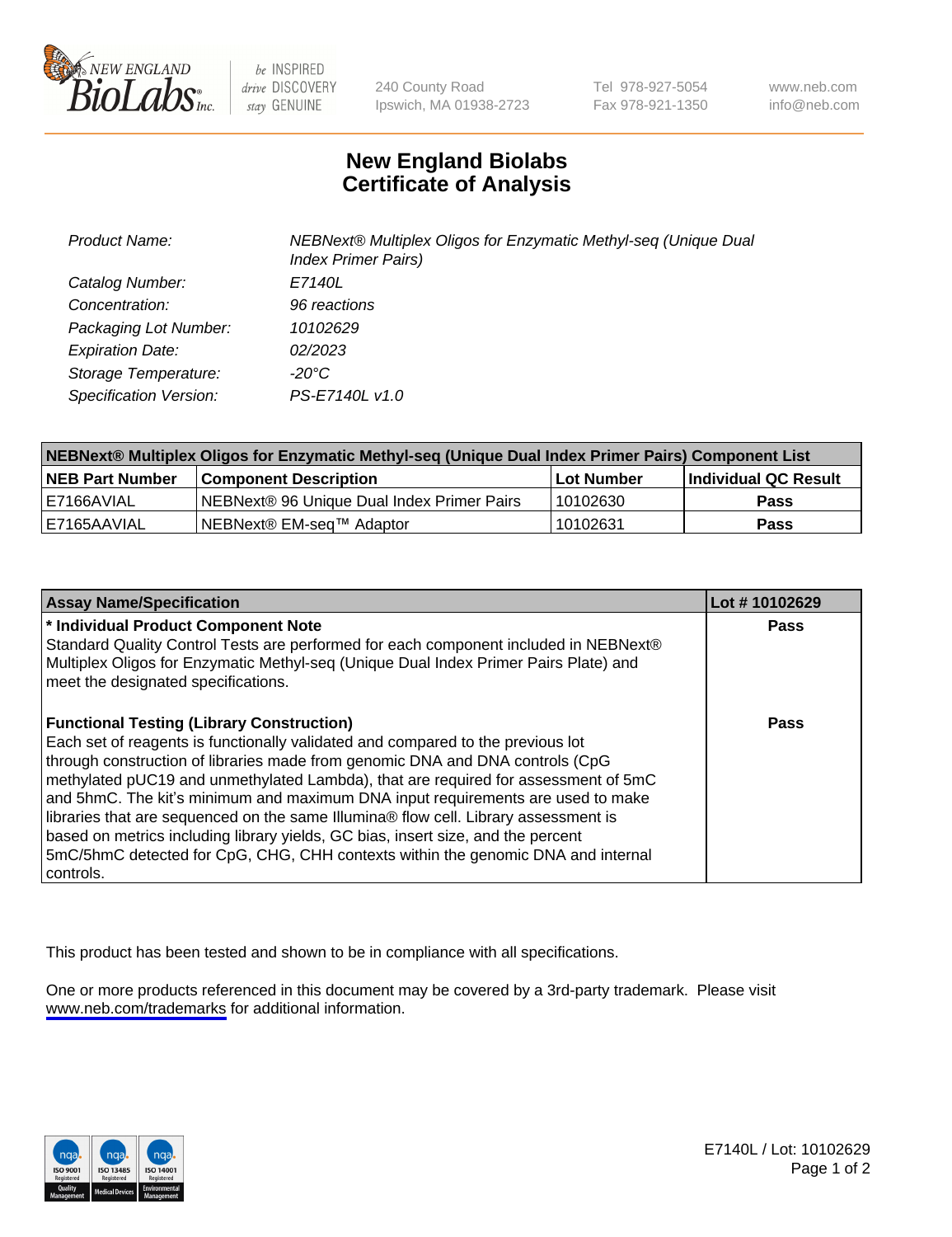# New England Biolabs
# Certificate of Analysis

| | |
|---|---|
| *Product Name:* | *NEBNext® Multiplex Oligos for Enzymatic Methyl-seq (Unique Dual Index Primer Pairs)* |
| *Catalog Number:* | *E7140L* |
| *Concentration:* | *96 reactions* |
| *Packaging Lot Number:* | *10102629* |
| *Expiration Date:* | *02/2023* |
| *Storage Temperature:* | *-20°C* |
| *Specification Version:* | *PS-E7140L v1.0* |

| NEBNext® Multiplex Oligos for Enzymatic Methyl-seq (Unique Dual Index Primer Pairs) Component List | | | |
|---|---|---|---|
| **NEB Part Number** | **Component Description** | **Lot Number** | **Individual QC Result** |
| E7166AVIAL | NEBNext® 96 Unique Dual Index Primer Pairs | 10102630 | **Pass** |
| E7165AAVIAL | NEBNext® EM-seq™ Adaptor | 10102631 | **Pass** |

| Assay Name/Specification | Lot # 10102629 |
|---|---|
| **\* Individual Product Component Note**<br>Standard Quality Control Tests are performed for each component included in NEBNext® Multiplex Oligos for Enzymatic Methyl-seq (Unique Dual Index Primer Pairs Plate) and meet the designated specifications. | **Pass** |
| **Functional Testing (Library Construction)**<br>Each set of reagents is functionally validated and compared to the previous lot through construction of libraries made from genomic DNA and DNA controls (CpG methylated pUC19 and unmethylated Lambda), that are required for assessment of 5mC and 5hmC. The kit's minimum and maximum DNA input requirements are used to make libraries that are sequenced on the same Illumina® flow cell. Library assessment is based on metrics including library yields, GC bias, insert size, and the percent 5mC/5hmC detected for CpG, CHG, CHH contexts within the genomic DNA and internal controls. | **Pass** |

This product has been tested and shown to be in compliance with all specifications.

One or more products referenced in this document may be covered by a 3rd-party trademark. Please visit www.neb.com/trademarks for additional information.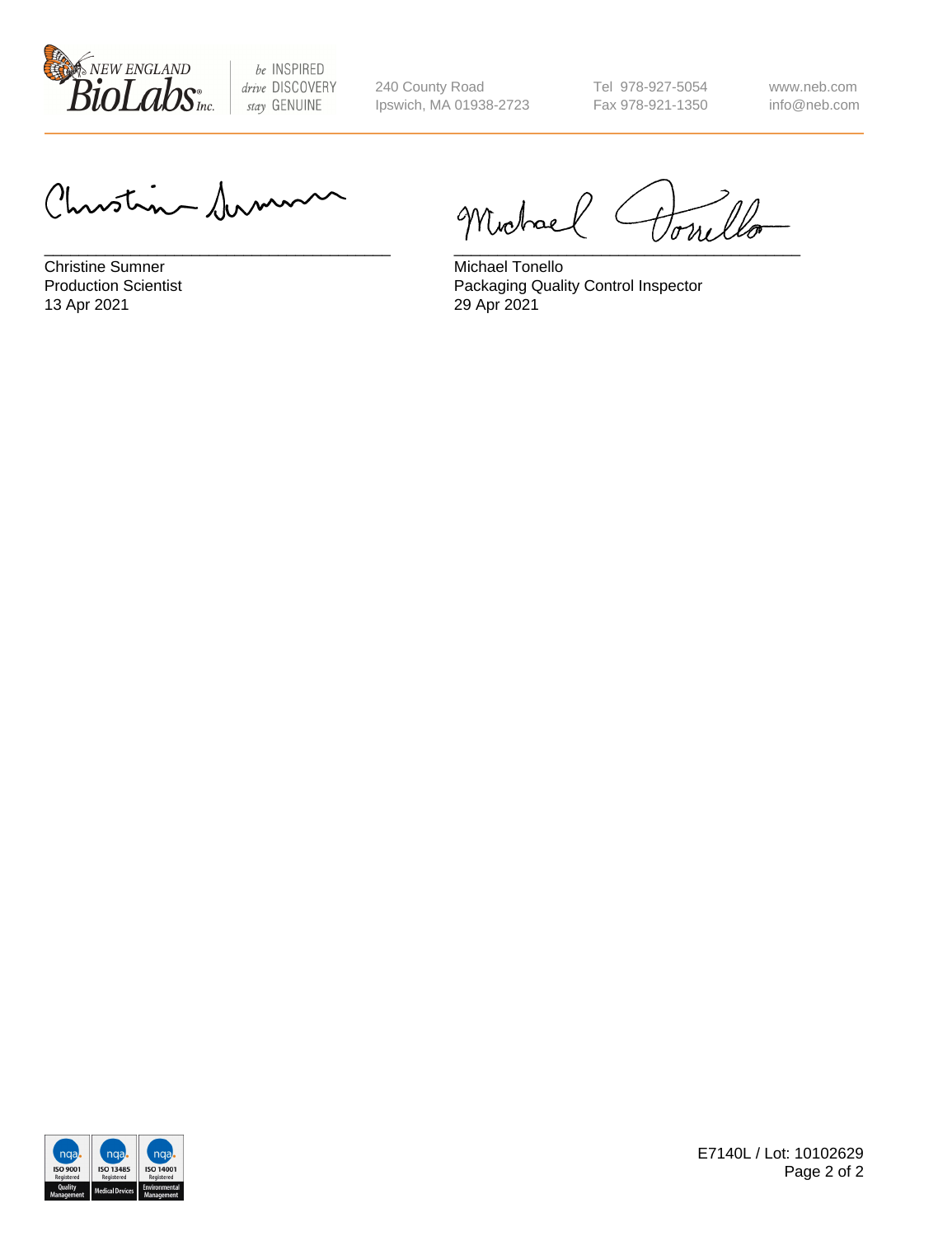240 County Road
Ipswich, MA 01938-2723

Tel 978-927-5054
Fax 978-921-1350

www.neb.com
info@neb.com

\_\_\_\_\_\_\_\_\_\_\_\_\_\_\_\_\_\_\_\_\_\_\_\_\_\_\_\_\_\_\_\_\_\_\_\_\_\_\_\_

Christine Sumner
Production Scientist
13 Apr 2021

\_\_\_\_\_\_\_\_\_\_\_\_\_\_\_\_\_\_\_\_\_\_\_\_\_\_\_\_\_\_\_\_\_\_\_\_\_\_\_\_

Michael Tonello
Packaging Quality Control Inspector
29 Apr 2021

E7140L / Lot: 10102629